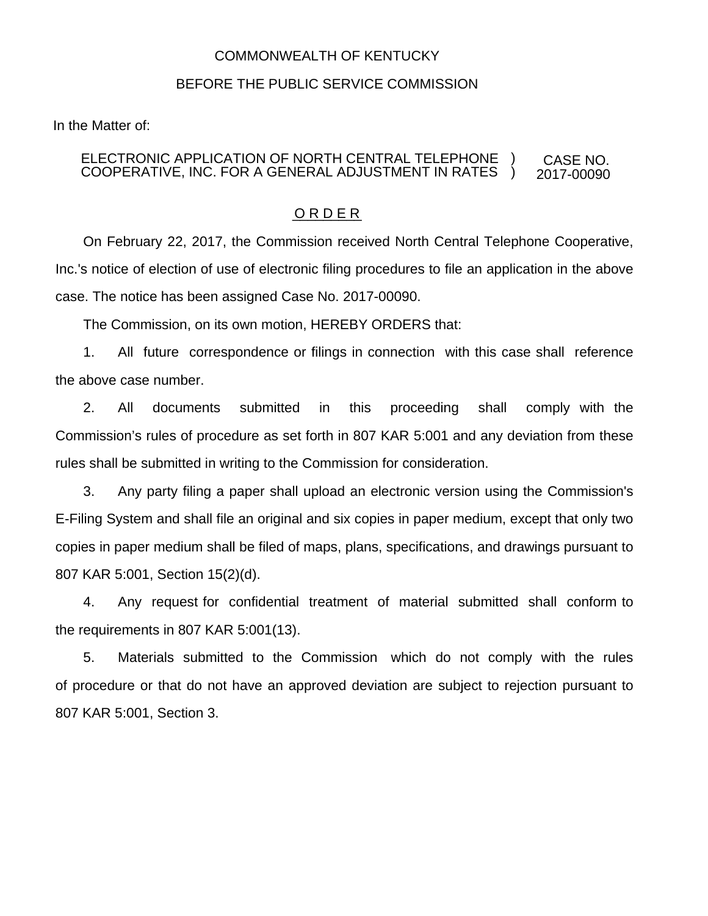COMMONWEALTH OF KENTUCKY

BEFORE THE PUBLIC SERVICE COMMISSION

In the Matter of:

ELECTRONIC APPLICATION OF NORTH CENTRAL TELEPHONE COOPERATIVE, INC. FOR A GENERAL ADJUSTMENT IN RATES ) CASE NO. 2017-00090

## O R D E R

On February 22, 2017, the Commission received North Central Telephone Cooperative, Inc.'s notice of election of use of electronic filing procedures to file an application in the above case. The notice has been assigned Case No. 2017-00090.

The Commission, on its own motion, HEREBY ORDERS that:

1. All future correspondence or filings in connection with this case shall reference the above case number.

2. All documents submitted in this proceeding shall comply with the Commission's rules of procedure as set forth in 807 KAR 5:001 and any deviation from these rules shall be submitted in writing to the Commission for consideration.

3. Any party filing a paper shall upload an electronic version using the Commission's E-Filing System and shall file an original and six copies in paper medium, except that only two copies in paper medium shall be filed of maps, plans, specifications, and drawings pursuant to 807 KAR 5:001, Section 15(2)(d).

4. Any request for confidential treatment of material submitted shall conform to the requirements in 807 KAR 5:001(13).

5. Materials submitted to the Commission which do not comply with the rules of procedure or that do not have an approved deviation are subject to rejection pursuant to 807 KAR 5:001, Section 3.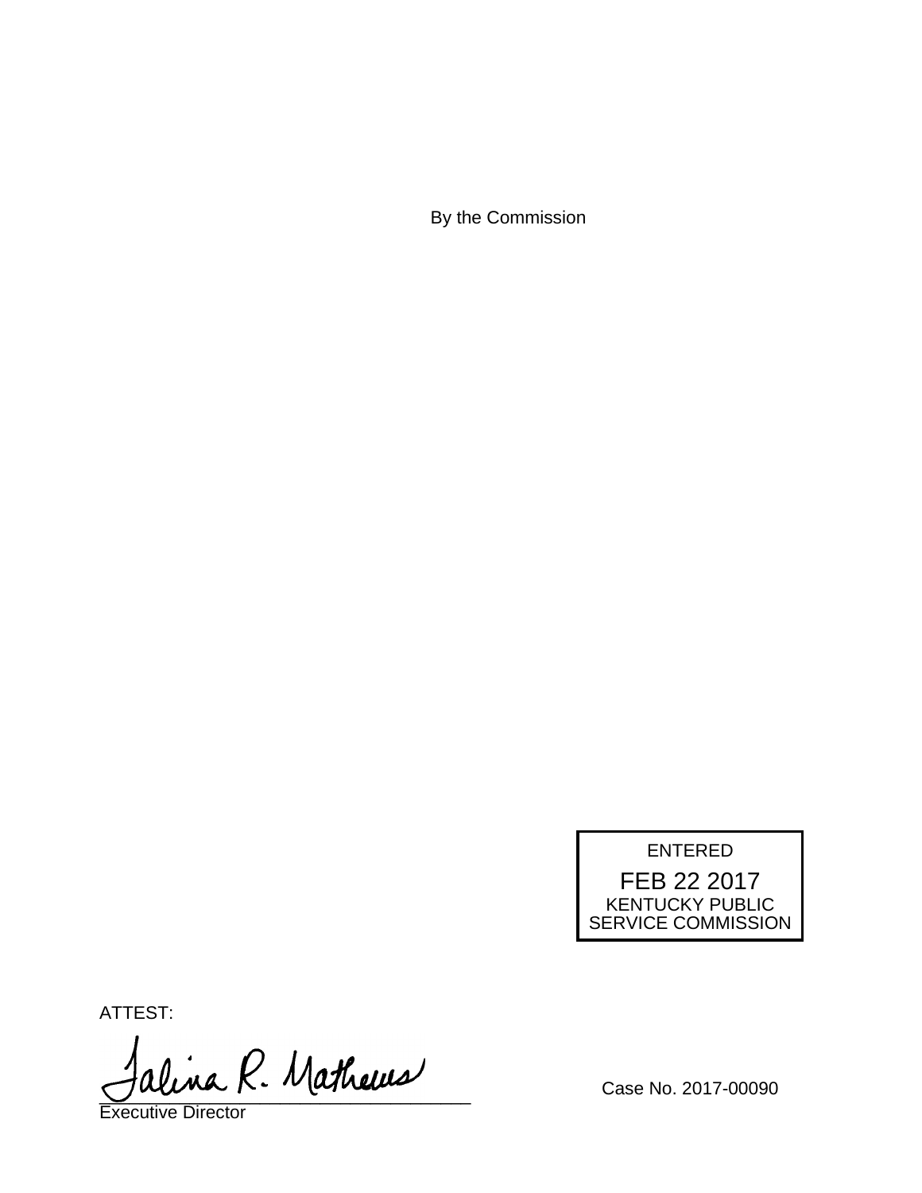By the Commission

ENTERED
FEB 22 2017
KENTUCKY PUBLIC
SERVICE COMMISSION

ATTEST:

Talina R. Mathews
_________________________________
Executive Director

Case No. 2017-00090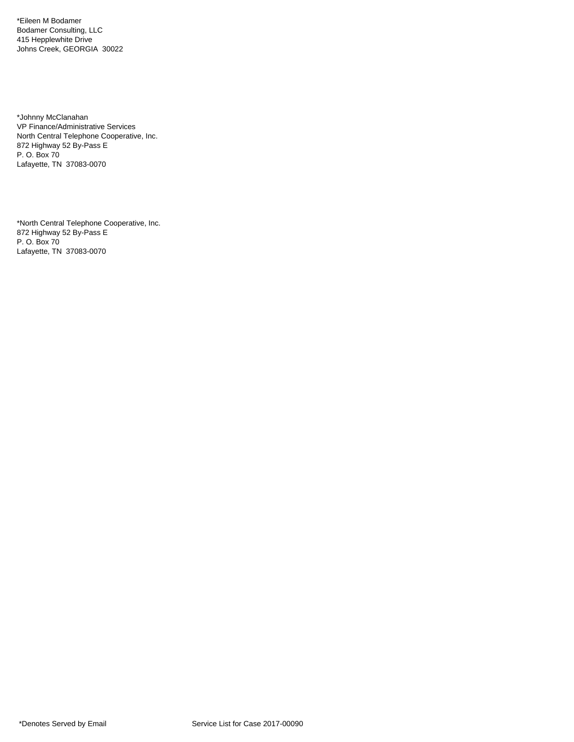*Eileen M Bodamer
Bodamer Consulting, LLC
415 Hepplewhite Drive
Johns Creek, GEORGIA  30022

*Johnny McClanahan
VP Finance/Administrative Services
North Central Telephone Cooperative, Inc.
872 Highway 52 By-Pass E
P. O. Box 70
Lafayette, TN  37083-0070

*North Central Telephone Cooperative, Inc.
872 Highway 52 By-Pass E
P. O. Box 70
Lafayette, TN  37083-0070

*Denotes Served by Email

Service List for Case 2017-00090